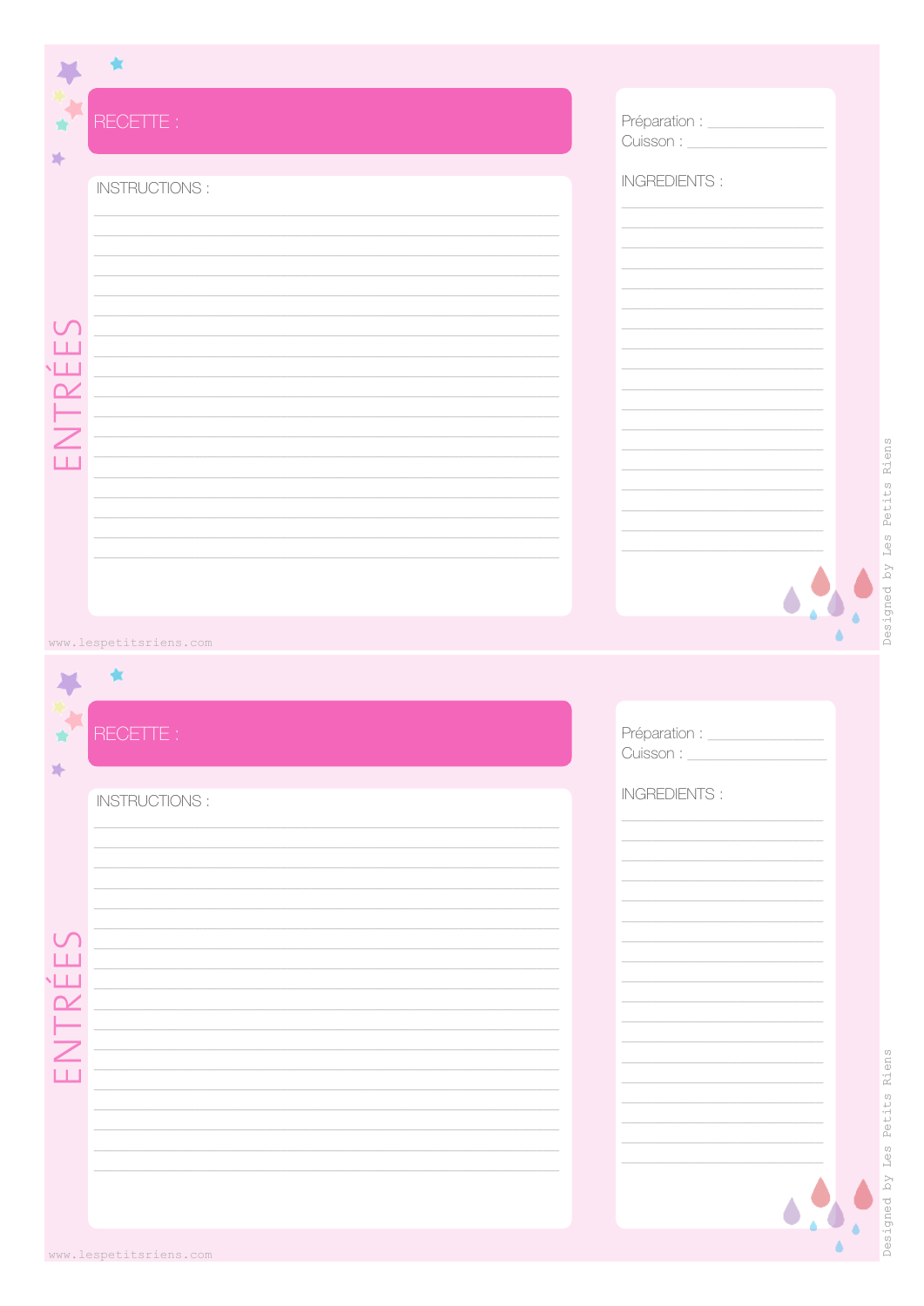ENTRÉES

RECETTE :

Préparation : ____________

Cuisson : ____________

INSTRUCTIONS :

INGREDIENTS :

www.lespetitsriens.com

Designed by Les Petits Riens

ENTRÉES

RECETTE :

Préparation : ____________

Cuisson : ____________

INSTRUCTIONS :

INGREDIENTS :

www.lespetitsriens.com

Designed by Les Petits Riens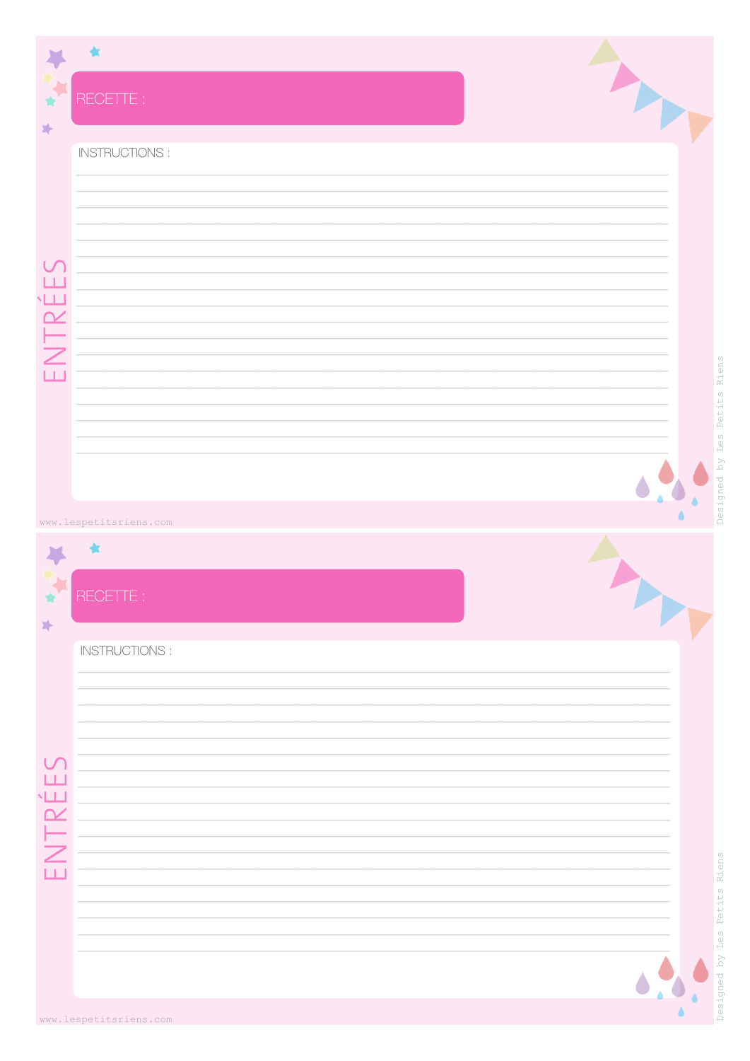ENTRÉES

RECETTE :

INSTRUCTIONS :

www.lespetitsriens.com

Designed by Les Petits Riens

ENTRÉES

RECETTE :

INSTRUCTIONS :

www.lespetitsriens.com

Designed by Les Petits Riens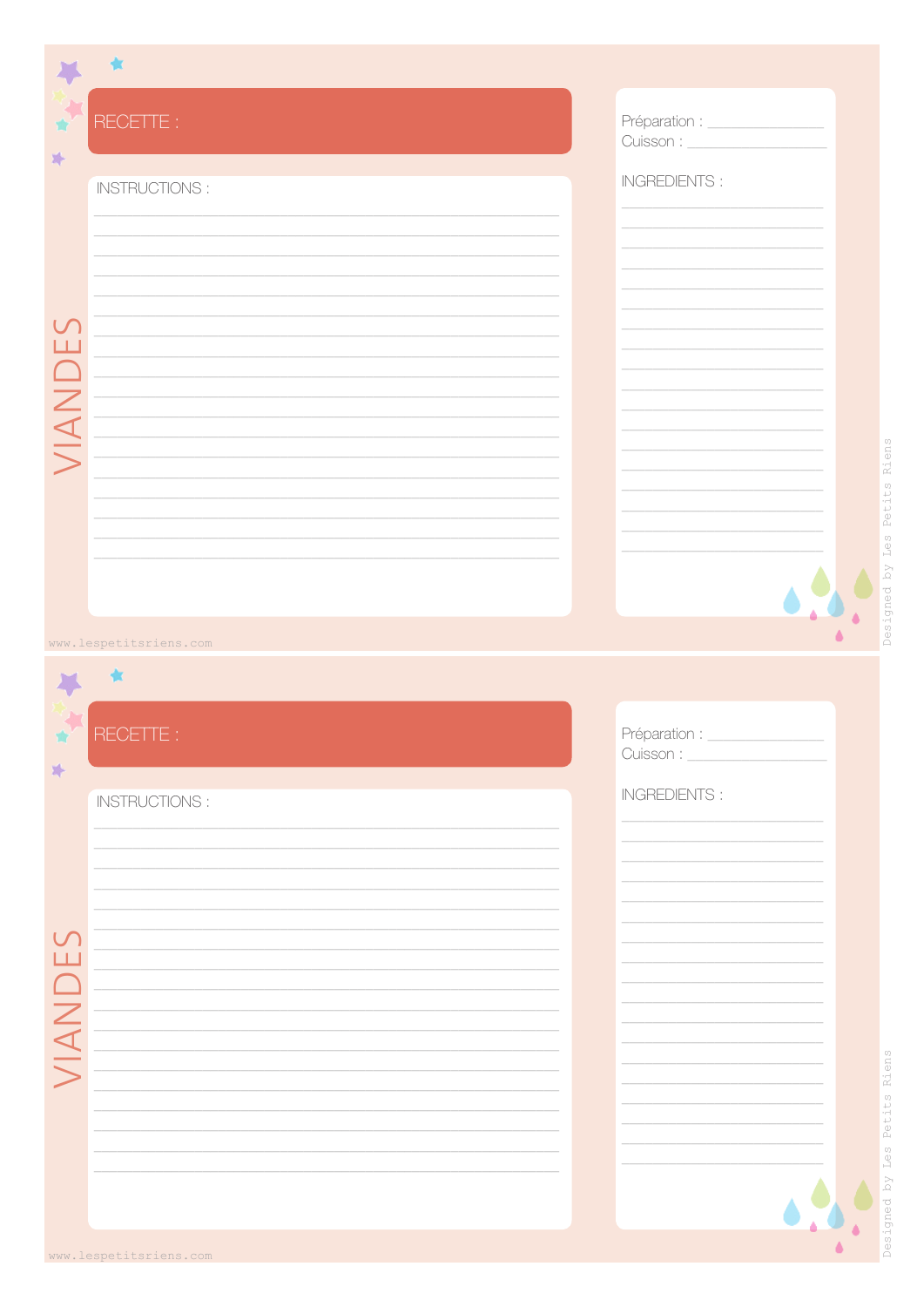VIANDES

**RECETTE :**

Préparation : ____________

Cuisson : ____________

**INSTRUCTIONS :**

**INGREDIENTS :**

www.lespetitsriens.com

Designed by Les Petits Riens

---

VIANDES

**RECETTE :**

Préparation : ____________

Cuisson : ____________

**INSTRUCTIONS :**

**INGREDIENTS :**

www.lespetitsriens.com

Designed by Les Petits Riens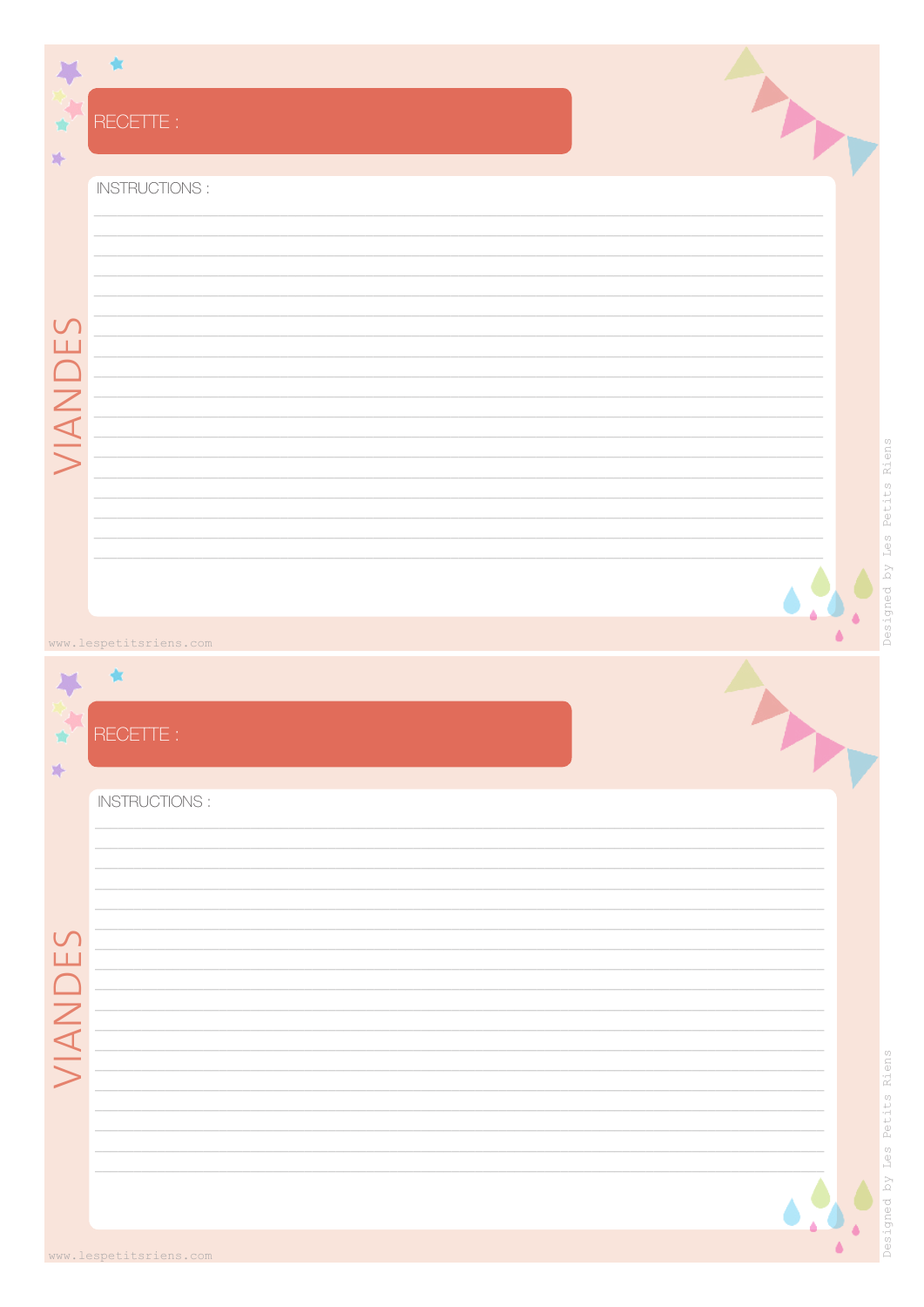VIANDES

RECETTE :

INSTRUCTIONS :

www.lespetitsriens.com

Designed by Les Petits Riens

VIANDES

RECETTE :

INSTRUCTIONS :

www.lespetitsriens.com

Designed by Les Petits Riens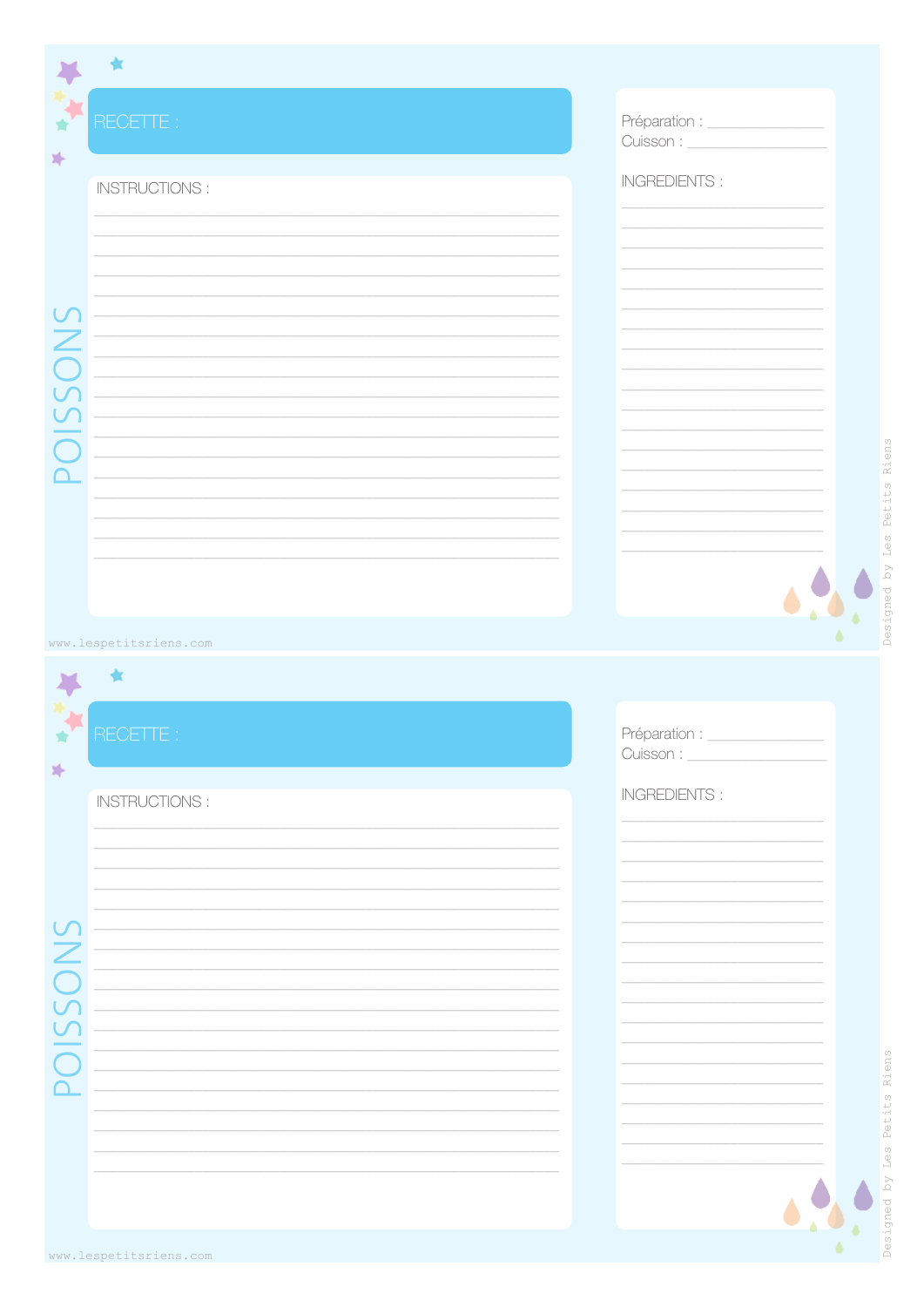POISSONS

RECETTE :

INSTRUCTIONS :

Préparation :
Cuisson :

INGREDIENTS :

www.lespetitsriens.com

Designed by Les Petits Riens

POISSONS

RECETTE :

INSTRUCTIONS :

Préparation :
Cuisson :

INGREDIENTS :

www.lespetitsriens.com

Designed by Les Petits Riens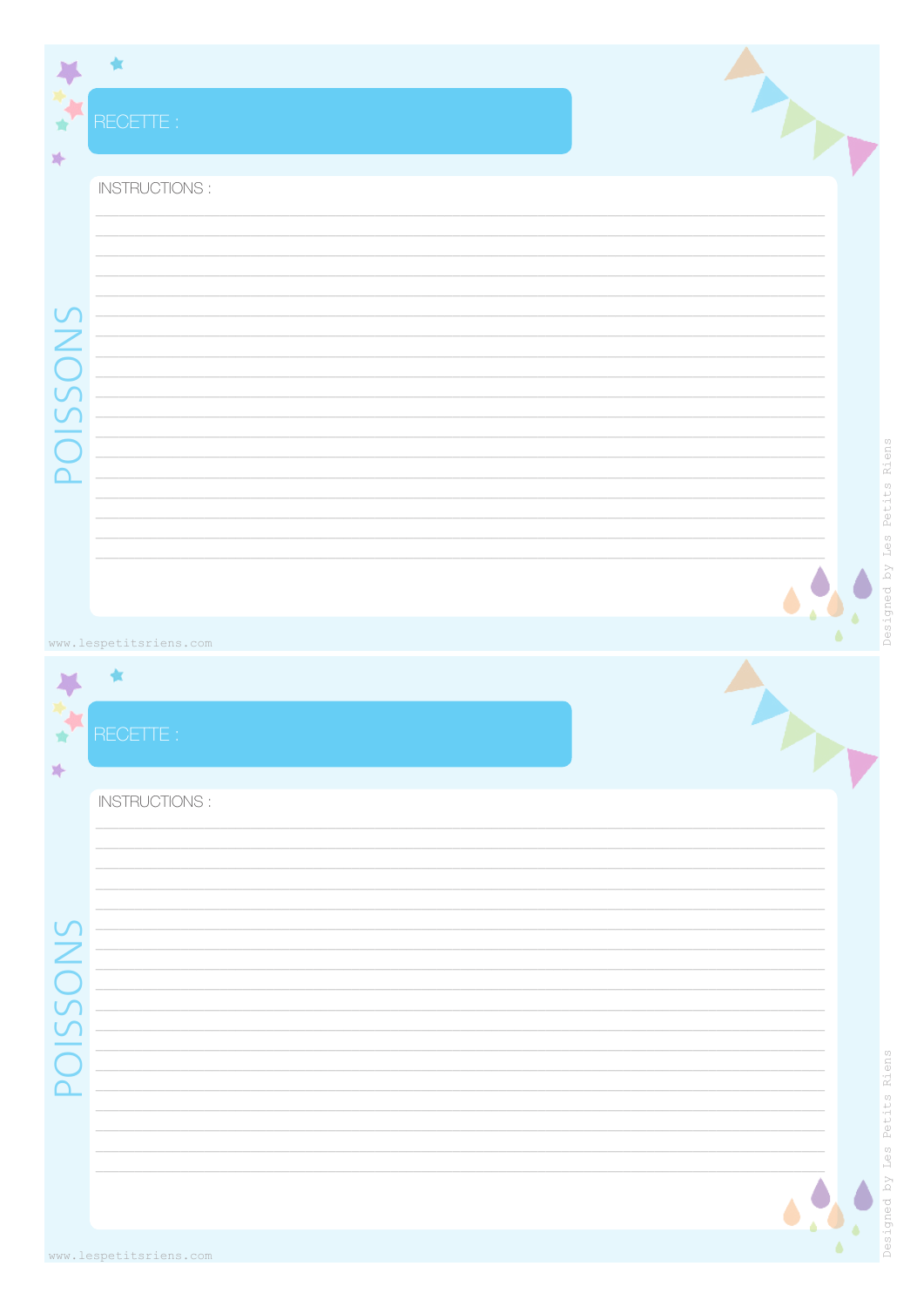POISSONS

RECETTE :

INSTRUCTIONS :

www.lespetitsriens.com

Designed by Les Petits Riens

POISSONS

RECETTE :

INSTRUCTIONS :

www.lespetitsriens.com

Designed by Les Petits Riens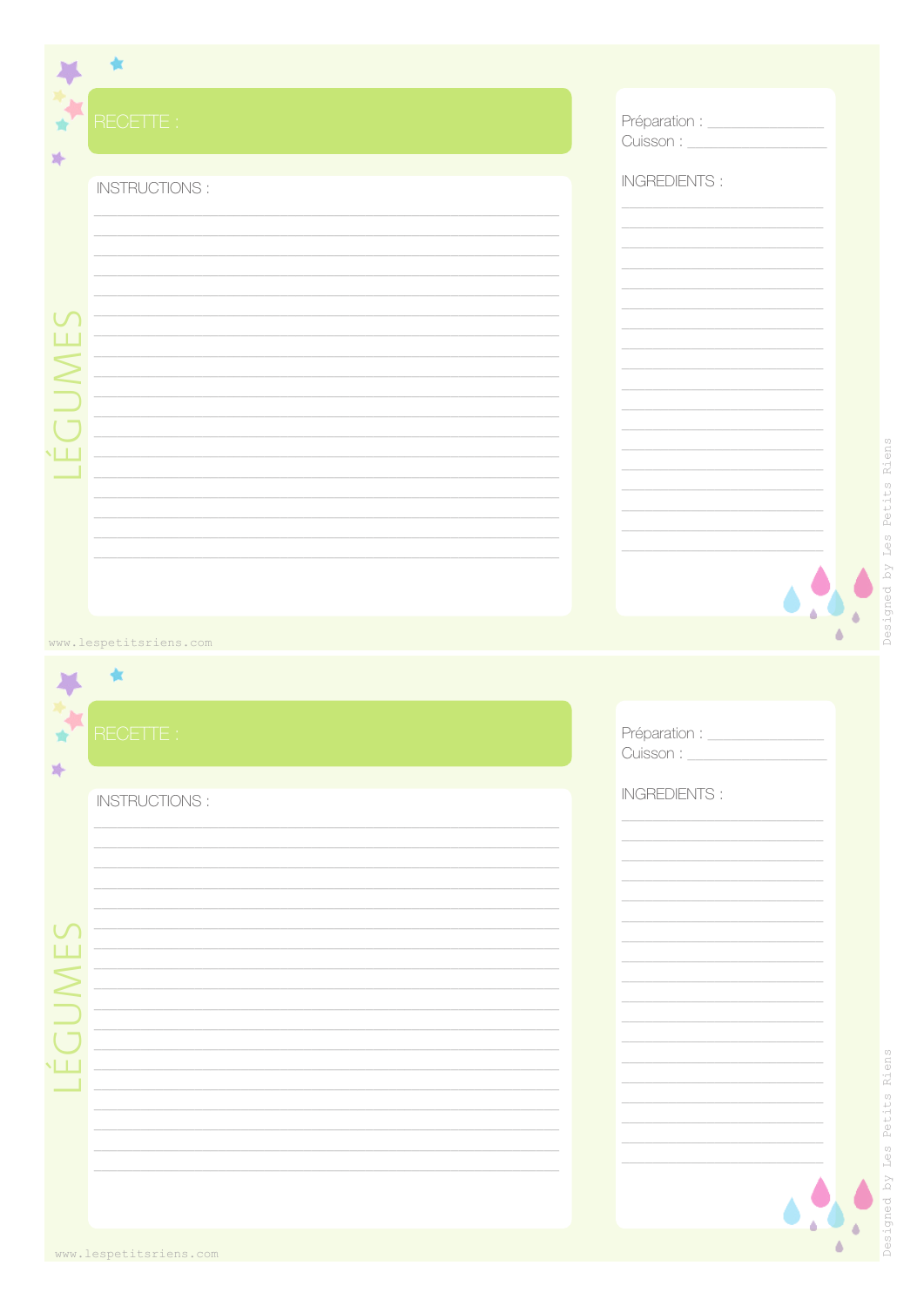LÉGUMES

RECETTE :

INSTRUCTIONS :

Préparation : ____________

Cuisson : ____________

INGREDIENTS :

www.lespetitsriens.com

Designed by Les Petits Riens

LÉGUMES

RECETTE :

INSTRUCTIONS :

Préparation : ____________

Cuisson : ____________

INGREDIENTS :

www.lespetitsriens.com

Designed by Les Petits Riens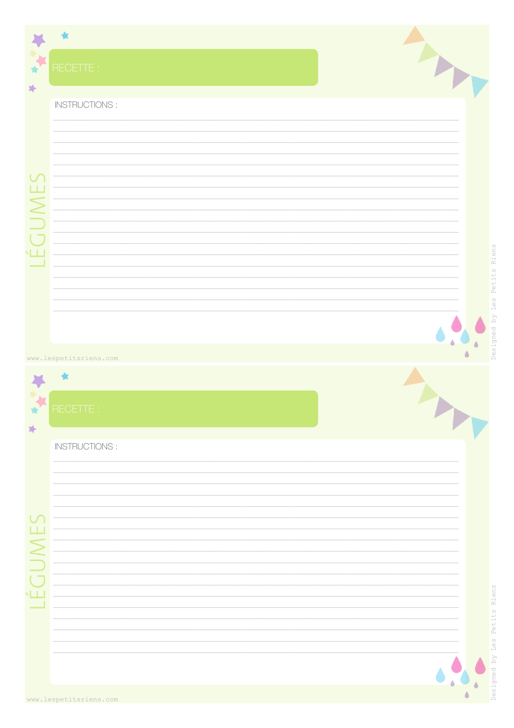RECETTE :

LÉGUMES

INSTRUCTIONS :

www.lespetitsriens.com

Designed by Les Petits Riens

RECETTE :

LÉGUMES

INSTRUCTIONS :

www.lespetitsriens.com

Designed by Les Petits Riens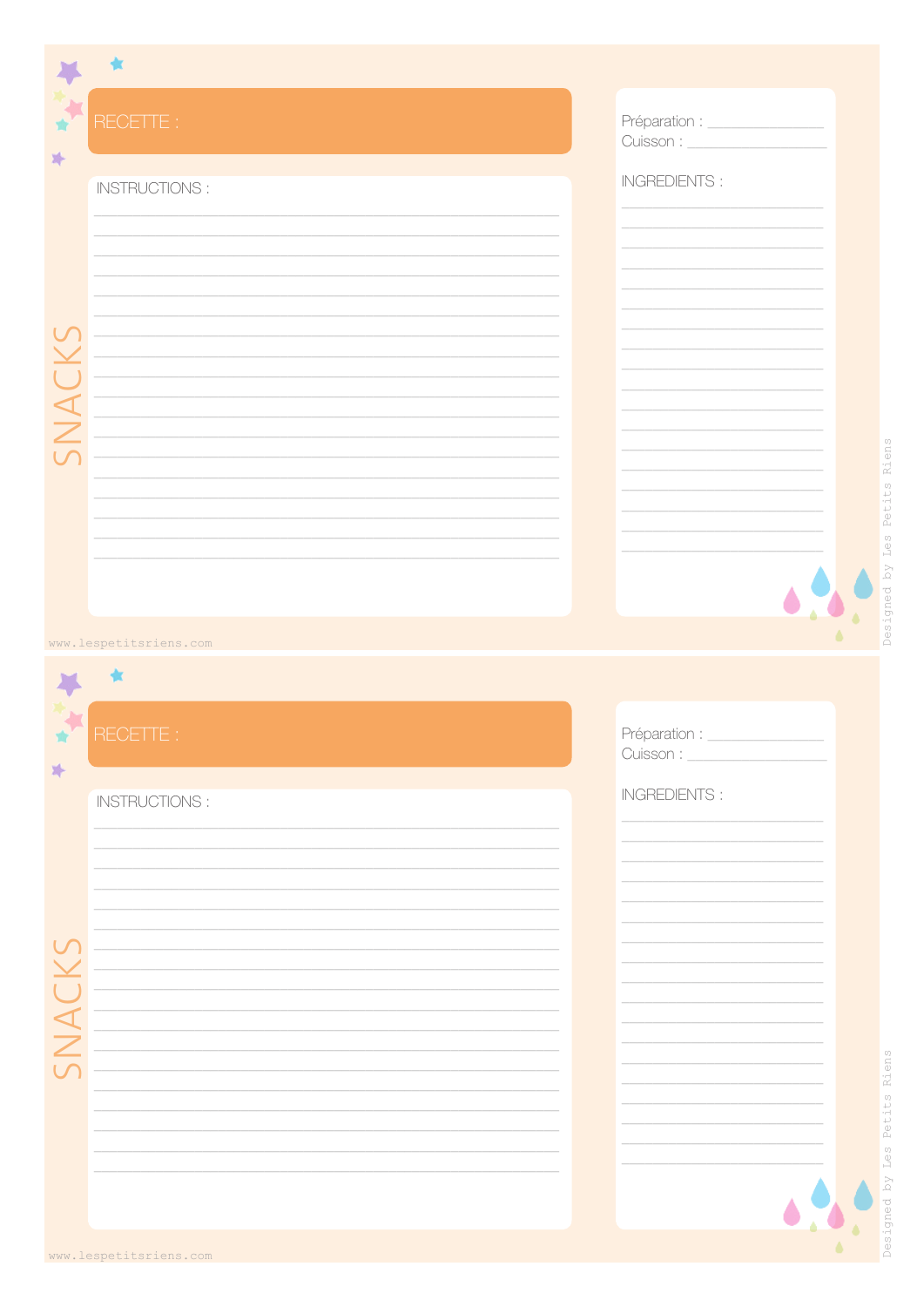SNACKS

RECETTE :

INSTRUCTIONS :

Préparation : ____________

Cuisson : ____________

INGREDIENTS :

www.lespetitsriens.com

Designed by Les Petits Riens

SNACKS

RECETTE :

INSTRUCTIONS :

Préparation : ____________

Cuisson : ____________

INGREDIENTS :

www.lespetitsriens.com

Designed by Les Petits Riens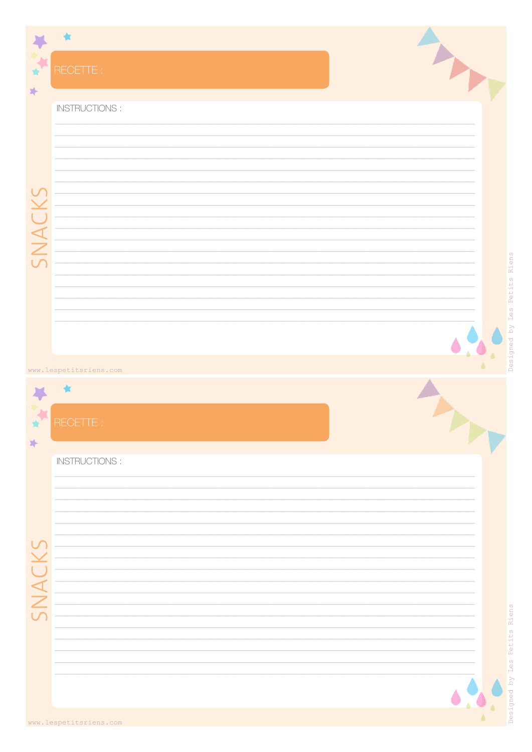SNACKS

RECETTE :

INSTRUCTIONS :

_______________________________________________

_______________________________________________

_______________________________________________

_______________________________________________

_______________________________________________

_______________________________________________

_______________________________________________

_______________________________________________

_______________________________________________

_______________________________________________

_______________________________________________

_______________________________________________

_______________________________________________

_______________________________________________

_______________________________________________

_______________________________________________

_______________________________________________

_______________________________________________

www.lespetitsriens.com

Designed by Les Petits Riens

SNACKS

RECETTE :

INSTRUCTIONS :

_______________________________________________

_______________________________________________

_______________________________________________

_______________________________________________

_______________________________________________

_______________________________________________

_______________________________________________

_______________________________________________

_______________________________________________

_______________________________________________

_______________________________________________

_______________________________________________

_______________________________________________

_______________________________________________

_______________________________________________

_______________________________________________

_______________________________________________

_______________________________________________

www.lespetitsriens.com

Designed by Les Petits Riens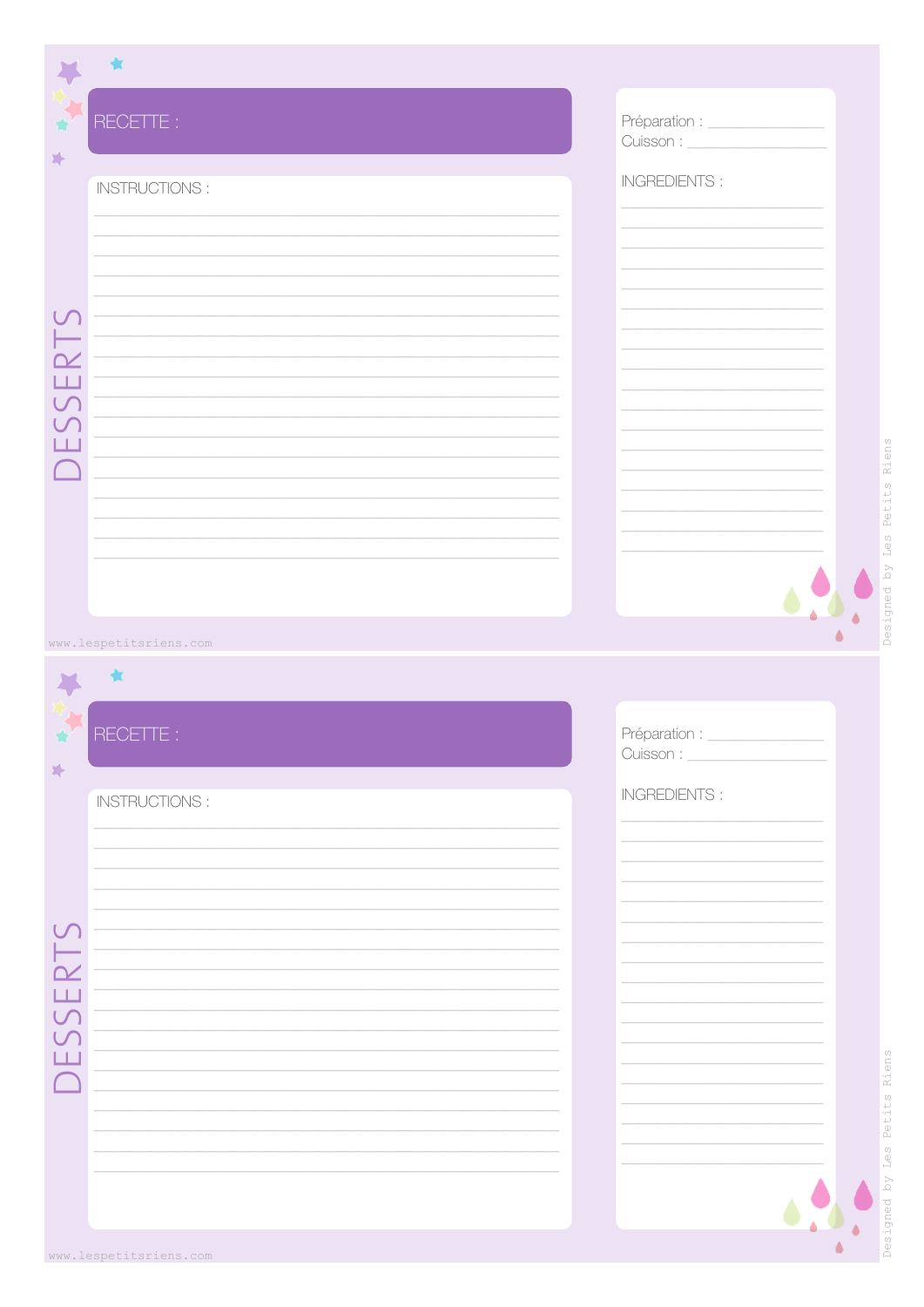DESSERTS

RECETTE :

INSTRUCTIONS :

Préparation : ____________

Cuisson : ____________

INGREDIENTS :

www.lespetitsriens.com

Designed by Les Petits Riens

DESSERTS

RECETTE :

INSTRUCTIONS :

Préparation : ____________

Cuisson : ____________

INGREDIENTS :

www.lespetitsriens.com

Designed by Les Petits Riens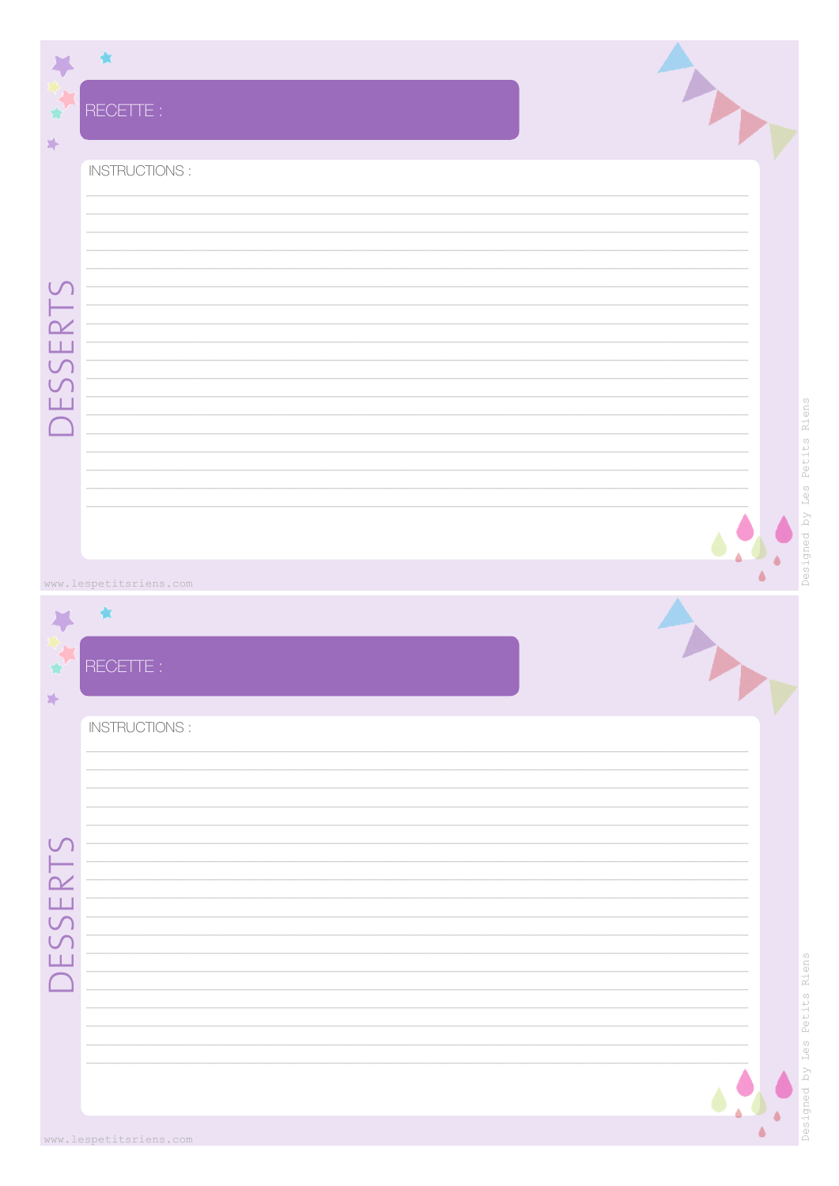RECETTE :

INSTRUCTIONS :

DESSERTS

www.lespetitsriens.com

Designed by Les Petits Riens

RECETTE :

INSTRUCTIONS :

DESSERTS

www.lespetitsriens.com

Designed by Les Petits Riens